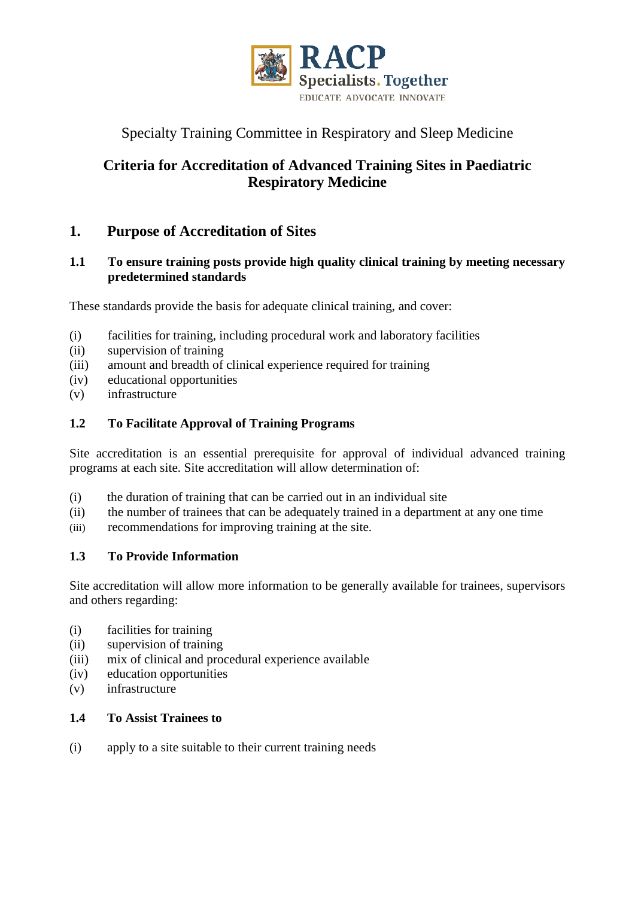RACP

Specialists. Together

EDUCATE ADVOCATE INNOVATE

Specialty Training Committee in Respiratory and Sleep Medicine

# Criteria for Accreditation of Advanced Training Sites in Paediatric Respiratory Medicine

## 1. Purpose of Accreditation of Sites

### 1.1 To ensure training posts provide high quality clinical training by meeting necessary predetermined standards

These standards provide the basis for adequate clinical training, and cover:

(i) facilities for training, including procedural work and laboratory facilities
(ii) supervision of training
(iii) amount and breadth of clinical experience required for training
(iv) educational opportunities
(v) infrastructure

### 1.2 To Facilitate Approval of Training Programs

Site accreditation is an essential prerequisite for approval of individual advanced training programs at each site. Site accreditation will allow determination of:

(i) the duration of training that can be carried out in an individual site
(ii) the number of trainees that can be adequately trained in a department at any one time
(iii) recommendations for improving training at the site.

### 1.3 To Provide Information

Site accreditation will allow more information to be generally available for trainees, supervisors and others regarding:

(i) facilities for training
(ii) supervision of training
(iii) mix of clinical and procedural experience available
(iv) education opportunities
(v) infrastructure

### 1.4 To Assist Trainees to

(i) apply to a site suitable to their current training needs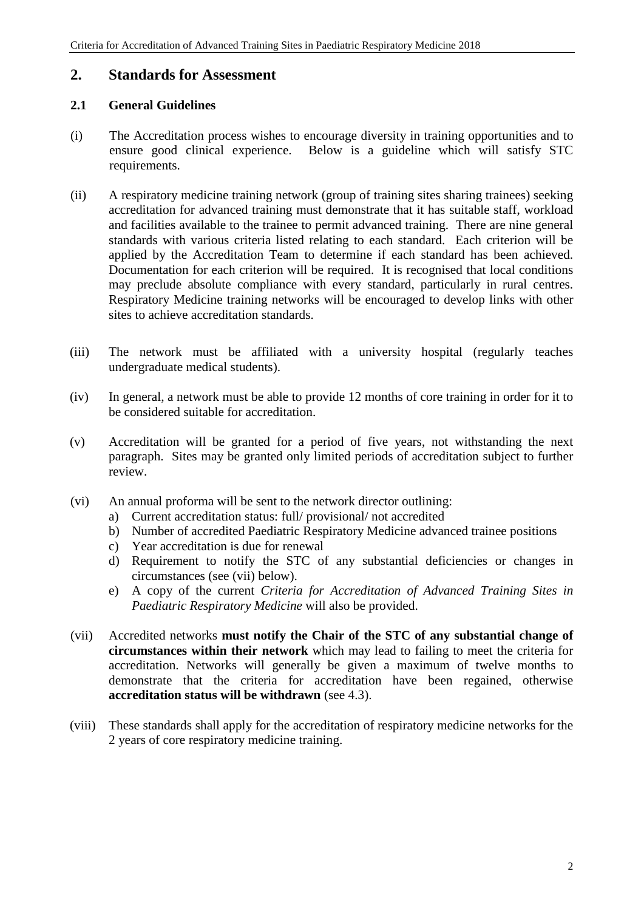## 2. Standards for Assessment

### 2.1 General Guidelines

(i) The Accreditation process wishes to encourage diversity in training opportunities and to ensure good clinical experience. Below is a guideline which will satisfy STC requirements.

(ii) A respiratory medicine training network (group of training sites sharing trainees) seeking accreditation for advanced training must demonstrate that it has suitable staff, workload and facilities available to the trainee to permit advanced training. There are nine general standards with various criteria listed relating to each standard. Each criterion will be applied by the Accreditation Team to determine if each standard has been achieved. Documentation for each criterion will be required. It is recognised that local conditions may preclude absolute compliance with every standard, particularly in rural centres. Respiratory Medicine training networks will be encouraged to develop links with other sites to achieve accreditation standards.

(iii) The network must be affiliated with a university hospital (regularly teaches undergraduate medical students).

(iv) In general, a network must be able to provide 12 months of core training in order for it to be considered suitable for accreditation.

(v) Accreditation will be granted for a period of five years, not withstanding the next paragraph. Sites may be granted only limited periods of accreditation subject to further review.

(vi) An annual proforma will be sent to the network director outlining:
   a) Current accreditation status: full/ provisional/ not accredited
   b) Number of accredited Paediatric Respiratory Medicine advanced trainee positions
   c) Year accreditation is due for renewal
   d) Requirement to notify the STC of any substantial deficiencies or changes in circumstances (see (vii) below).
   e) A copy of the current *Criteria for Accreditation of Advanced Training Sites in Paediatric Respiratory Medicine* will also be provided.

(vii) Accredited networks **must notify the Chair of the STC of any substantial change of circumstances within their network** which may lead to failing to meet the criteria for accreditation. Networks will generally be given a maximum of twelve months to demonstrate that the criteria for accreditation have been regained, otherwise **accreditation status will be withdrawn** (see 4.3).

(viii) These standards shall apply for the accreditation of respiratory medicine networks for the 2 years of core respiratory medicine training.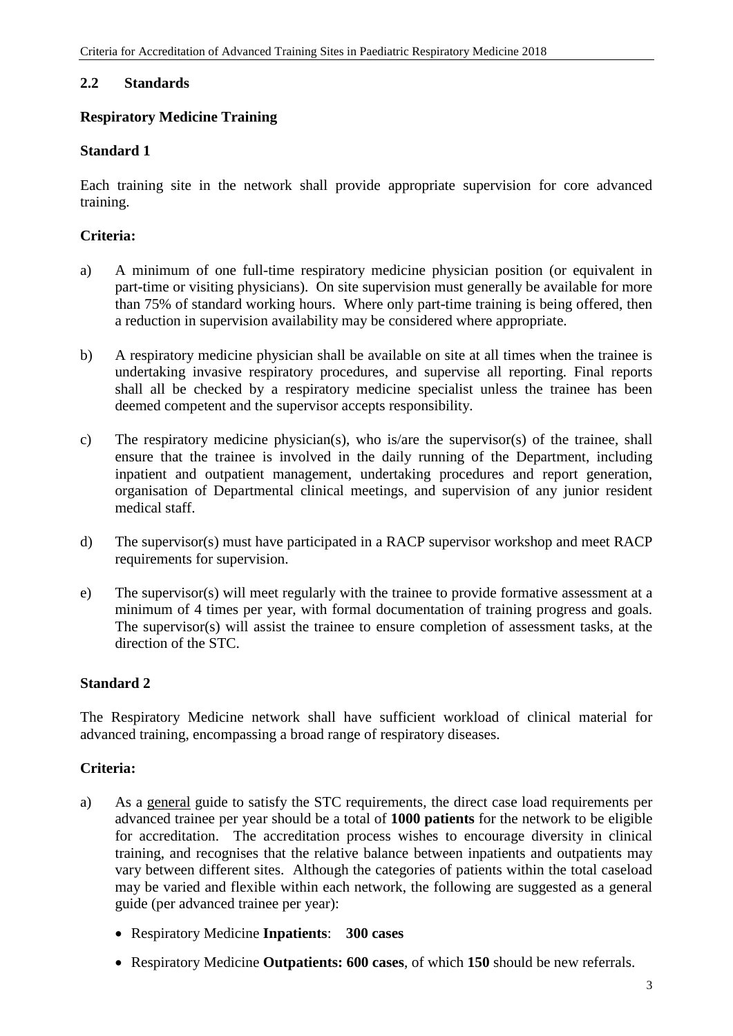## 2.2 Standards

### Respiratory Medicine Training

### Standard 1

Each training site in the network shall provide appropriate supervision for core advanced training.

### Criteria:

a) A minimum of one full-time respiratory medicine physician position (or equivalent in part-time or visiting physicians). On site supervision must generally be available for more than 75% of standard working hours. Where only part-time training is being offered, then a reduction in supervision availability may be considered where appropriate.

b) A respiratory medicine physician shall be available on site at all times when the trainee is undertaking invasive respiratory procedures, and supervise all reporting. Final reports shall all be checked by a respiratory medicine specialist unless the trainee has been deemed competent and the supervisor accepts responsibility.

c) The respiratory medicine physician(s), who is/are the supervisor(s) of the trainee, shall ensure that the trainee is involved in the daily running of the Department, including inpatient and outpatient management, undertaking procedures and report generation, organisation of Departmental clinical meetings, and supervision of any junior resident medical staff.

d) The supervisor(s) must have participated in a RACP supervisor workshop and meet RACP requirements for supervision.

e) The supervisor(s) will meet regularly with the trainee to provide formative assessment at a minimum of 4 times per year, with formal documentation of training progress and goals. The supervisor(s) will assist the trainee to ensure completion of assessment tasks, at the direction of the STC.

### Standard 2

The Respiratory Medicine network shall have sufficient workload of clinical material for advanced training, encompassing a broad range of respiratory diseases.

### Criteria:

a) As a general guide to satisfy the STC requirements, the direct case load requirements per advanced trainee per year should be a total of **1000 patients** for the network to be eligible for accreditation. The accreditation process wishes to encourage diversity in clinical training, and recognises that the relative balance between inpatients and outpatients may vary between different sites. Although the categories of patients within the total caseload may be varied and flexible within each network, the following are suggested as a general guide (per advanced trainee per year):

   - Respiratory Medicine **Inpatients**: **300 cases**
   - Respiratory Medicine **Outpatients: 600 cases**, of which **150** should be new referrals.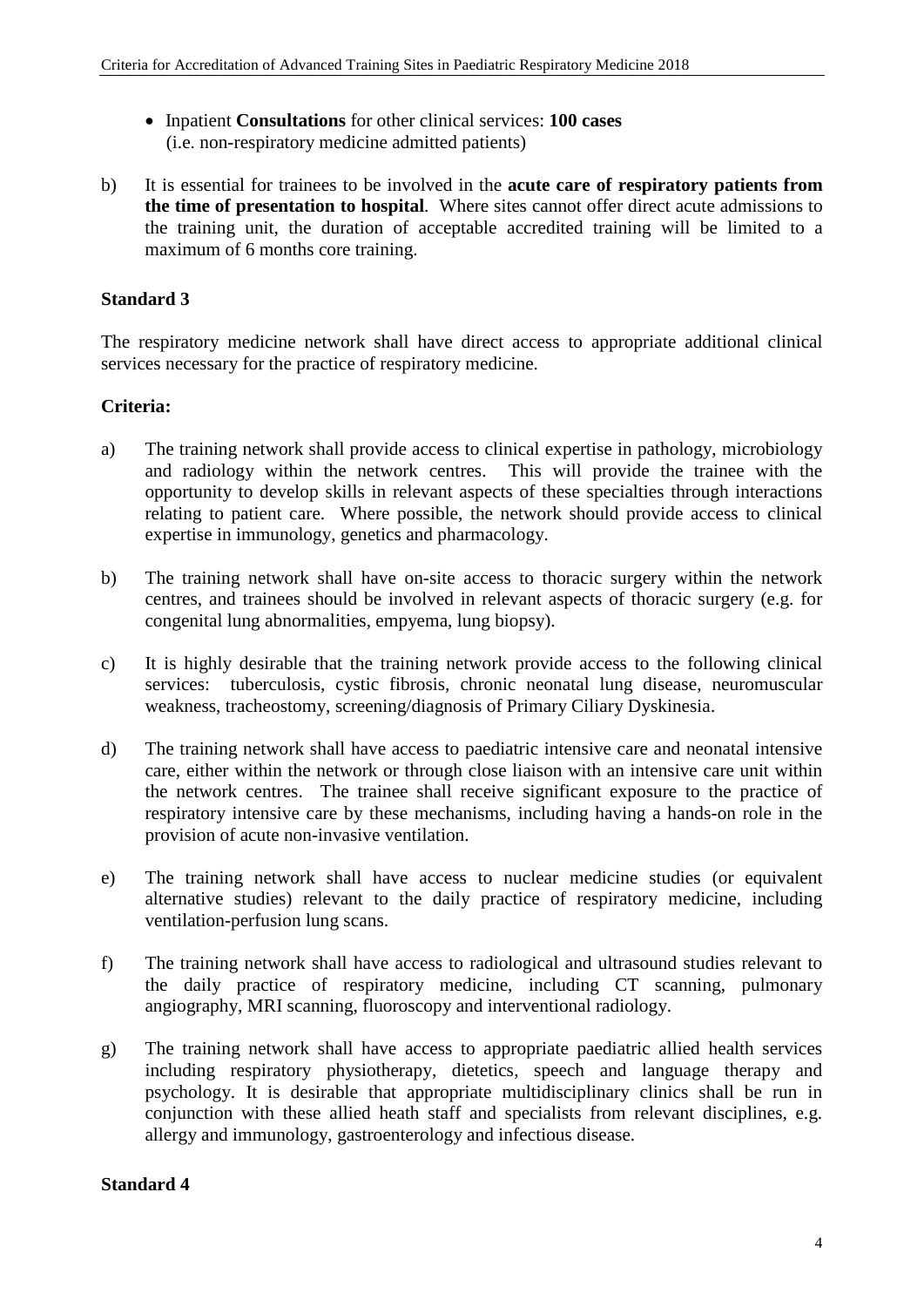- Inpatient **Consultations** for other clinical services: **100 cases**
  (i.e. non-respiratory medicine admitted patients)

b) It is essential for trainees to be involved in the **acute care of respiratory patients from the time of presentation to hospital**. Where sites cannot offer direct acute admissions to the training unit, the duration of acceptable accredited training will be limited to a maximum of 6 months core training.

### Standard 3

The respiratory medicine network shall have direct access to appropriate additional clinical services necessary for the practice of respiratory medicine.

#### Criteria:

a) The training network shall provide access to clinical expertise in pathology, microbiology and radiology within the network centres. This will provide the trainee with the opportunity to develop skills in relevant aspects of these specialties through interactions relating to patient care. Where possible, the network should provide access to clinical expertise in immunology, genetics and pharmacology.

b) The training network shall have on-site access to thoracic surgery within the network centres, and trainees should be involved in relevant aspects of thoracic surgery (e.g. for congenital lung abnormalities, empyema, lung biopsy).

c) It is highly desirable that the training network provide access to the following clinical services: tuberculosis, cystic fibrosis, chronic neonatal lung disease, neuromuscular weakness, tracheostomy, screening/diagnosis of Primary Ciliary Dyskinesia.

d) The training network shall have access to paediatric intensive care and neonatal intensive care, either within the network or through close liaison with an intensive care unit within the network centres. The trainee shall receive significant exposure to the practice of respiratory intensive care by these mechanisms, including having a hands-on role in the provision of acute non-invasive ventilation.

e) The training network shall have access to nuclear medicine studies (or equivalent alternative studies) relevant to the daily practice of respiratory medicine, including ventilation-perfusion lung scans.

f) The training network shall have access to radiological and ultrasound studies relevant to the daily practice of respiratory medicine, including CT scanning, pulmonary angiography, MRI scanning, fluoroscopy and interventional radiology.

g) The training network shall have access to appropriate paediatric allied health services including respiratory physiotherapy, dietetics, speech and language therapy and psychology. It is desirable that appropriate multidisciplinary clinics shall be run in conjunction with these allied heath staff and specialists from relevant disciplines, e.g. allergy and immunology, gastroenterology and infectious disease.

### Standard 4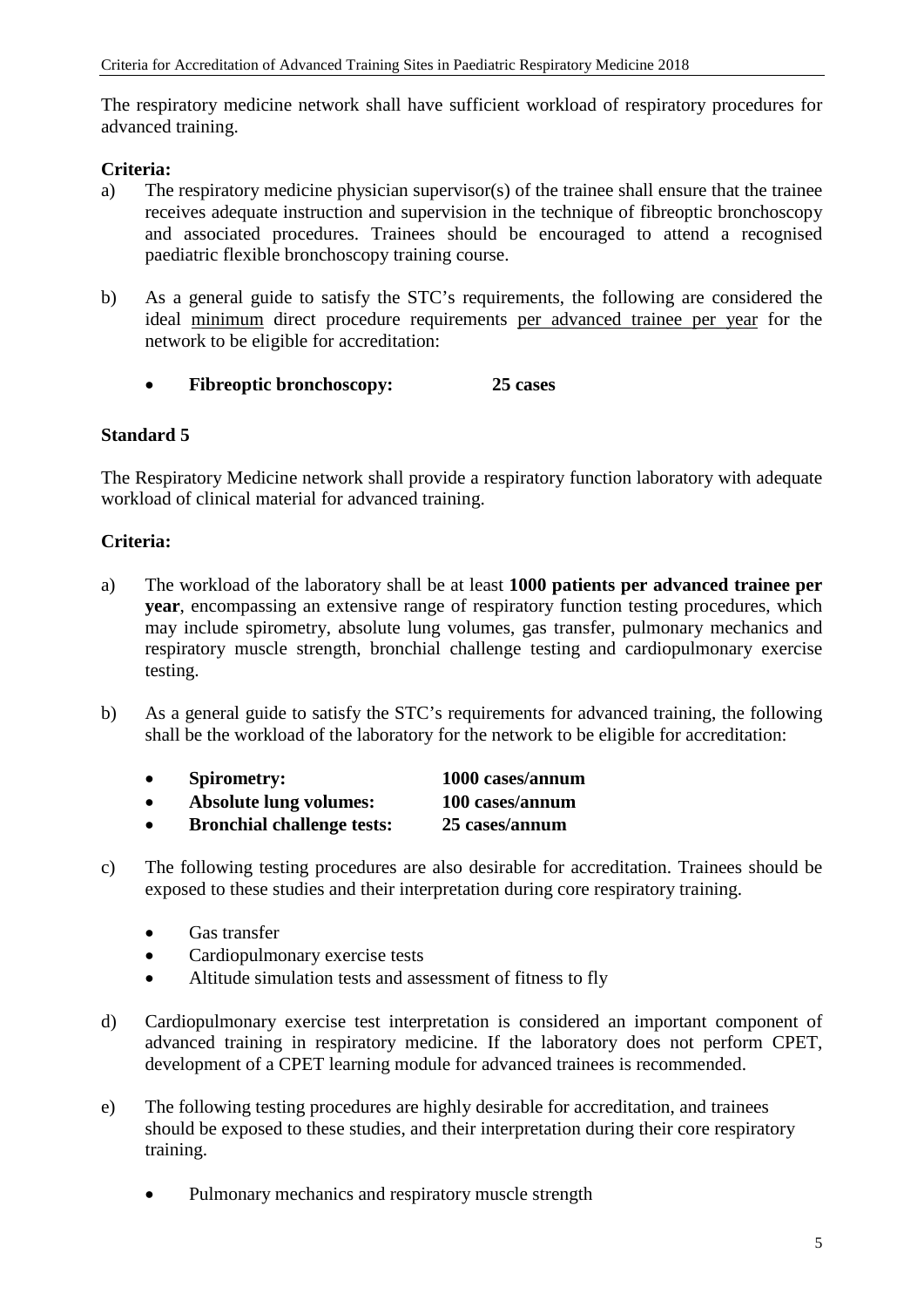The respiratory medicine network shall have sufficient workload of respiratory procedures for advanced training.

**Criteria:**

a) The respiratory medicine physician supervisor(s) of the trainee shall ensure that the trainee receives adequate instruction and supervision in the technique of fibreoptic bronchoscopy and associated procedures. Trainees should be encouraged to attend a recognised paediatric flexible bronchoscopy training course.

b) As a general guide to satisfy the STC's requirements, the following are considered the ideal minimum direct procedure requirements per advanced trainee per year for the network to be eligible for accreditation:

- **Fibreoptic bronchoscopy: 25 cases**

### Standard 5

The Respiratory Medicine network shall provide a respiratory function laboratory with adequate workload of clinical material for advanced training.

**Criteria:**

a) The workload of the laboratory shall be at least **1000 patients per advanced trainee per year**, encompassing an extensive range of respiratory function testing procedures, which may include spirometry, absolute lung volumes, gas transfer, pulmonary mechanics and respiratory muscle strength, bronchial challenge testing and cardiopulmonary exercise testing.

b) As a general guide to satisfy the STC's requirements for advanced training, the following shall be the workload of the laboratory for the network to be eligible for accreditation:

- **Spirometry: 1000 cases/annum**
- **Absolute lung volumes: 100 cases/annum**
- **Bronchial challenge tests: 25 cases/annum**

c) The following testing procedures are also desirable for accreditation. Trainees should be exposed to these studies and their interpretation during core respiratory training.

- Gas transfer
- Cardiopulmonary exercise tests
- Altitude simulation tests and assessment of fitness to fly

d) Cardiopulmonary exercise test interpretation is considered an important component of advanced training in respiratory medicine. If the laboratory does not perform CPET, development of a CPET learning module for advanced trainees is recommended.

e) The following testing procedures are highly desirable for accreditation, and trainees should be exposed to these studies, and their interpretation during their core respiratory training.

- Pulmonary mechanics and respiratory muscle strength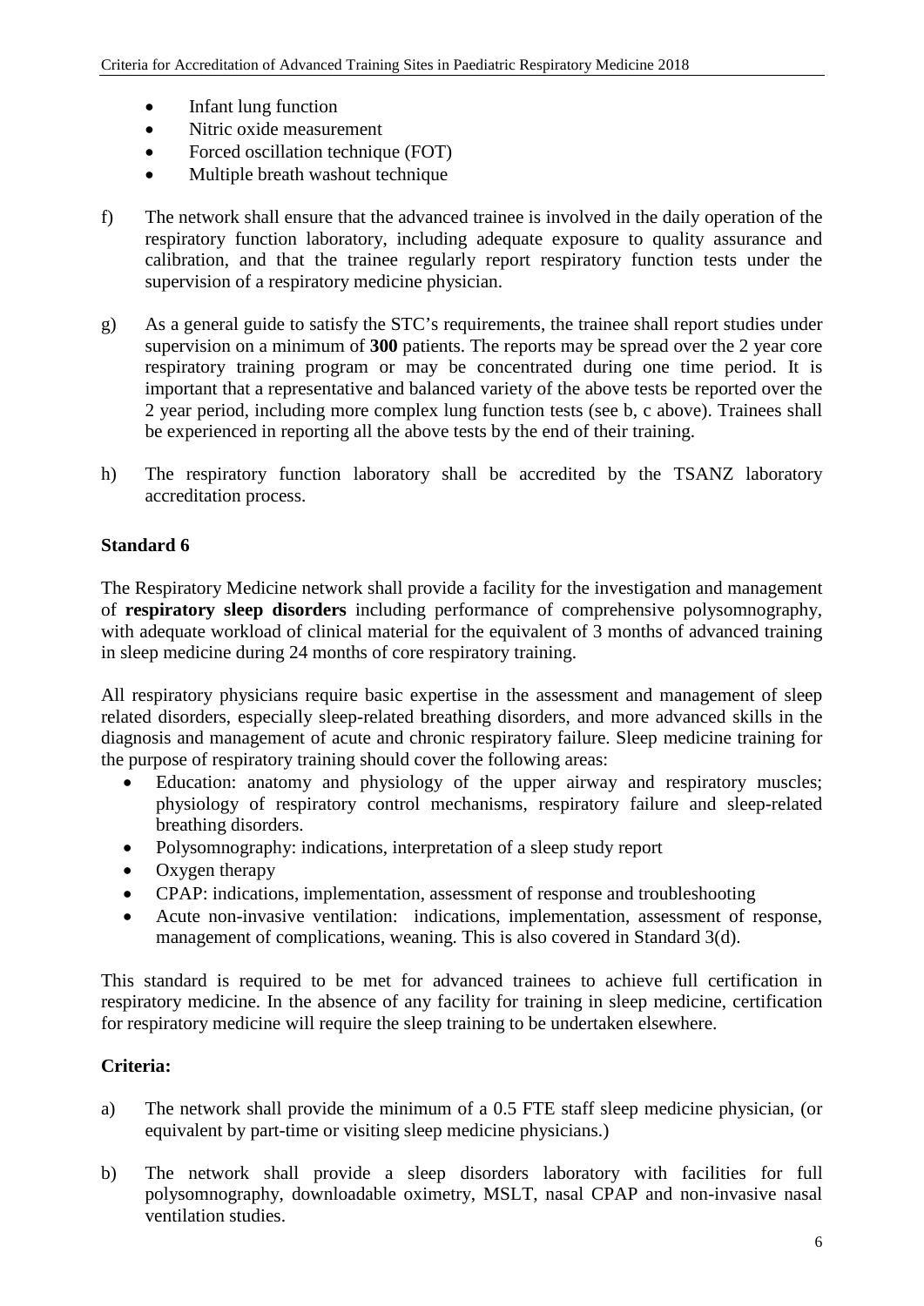- Infant lung function
- Nitric oxide measurement
- Forced oscillation technique (FOT)
- Multiple breath washout technique

f) The network shall ensure that the advanced trainee is involved in the daily operation of the respiratory function laboratory, including adequate exposure to quality assurance and calibration, and that the trainee regularly report respiratory function tests under the supervision of a respiratory medicine physician.

g) As a general guide to satisfy the STC's requirements, the trainee shall report studies under supervision on a minimum of **300** patients. The reports may be spread over the 2 year core respiratory training program or may be concentrated during one time period. It is important that a representative and balanced variety of the above tests be reported over the 2 year period, including more complex lung function tests (see b, c above). Trainees shall be experienced in reporting all the above tests by the end of their training.

h) The respiratory function laboratory shall be accredited by the TSANZ laboratory accreditation process.

**Standard 6**

The Respiratory Medicine network shall provide a facility for the investigation and management of **respiratory sleep disorders** including performance of comprehensive polysomnography, with adequate workload of clinical material for the equivalent of 3 months of advanced training in sleep medicine during 24 months of core respiratory training.

All respiratory physicians require basic expertise in the assessment and management of sleep related disorders, especially sleep-related breathing disorders, and more advanced skills in the diagnosis and management of acute and chronic respiratory failure. Sleep medicine training for the purpose of respiratory training should cover the following areas:

- Education: anatomy and physiology of the upper airway and respiratory muscles; physiology of respiratory control mechanisms, respiratory failure and sleep-related breathing disorders.
- Polysomnography: indications, interpretation of a sleep study report
- Oxygen therapy
- CPAP: indications, implementation, assessment of response and troubleshooting
- Acute non-invasive ventilation: indications, implementation, assessment of response, management of complications, weaning. This is also covered in Standard 3(d).

This standard is required to be met for advanced trainees to achieve full certification in respiratory medicine. In the absence of any facility for training in sleep medicine, certification for respiratory medicine will require the sleep training to be undertaken elsewhere.

**Criteria:**

a) The network shall provide the minimum of a 0.5 FTE staff sleep medicine physician, (or equivalent by part-time or visiting sleep medicine physicians.)

b) The network shall provide a sleep disorders laboratory with facilities for full polysomnography, downloadable oximetry, MSLT, nasal CPAP and non-invasive nasal ventilation studies.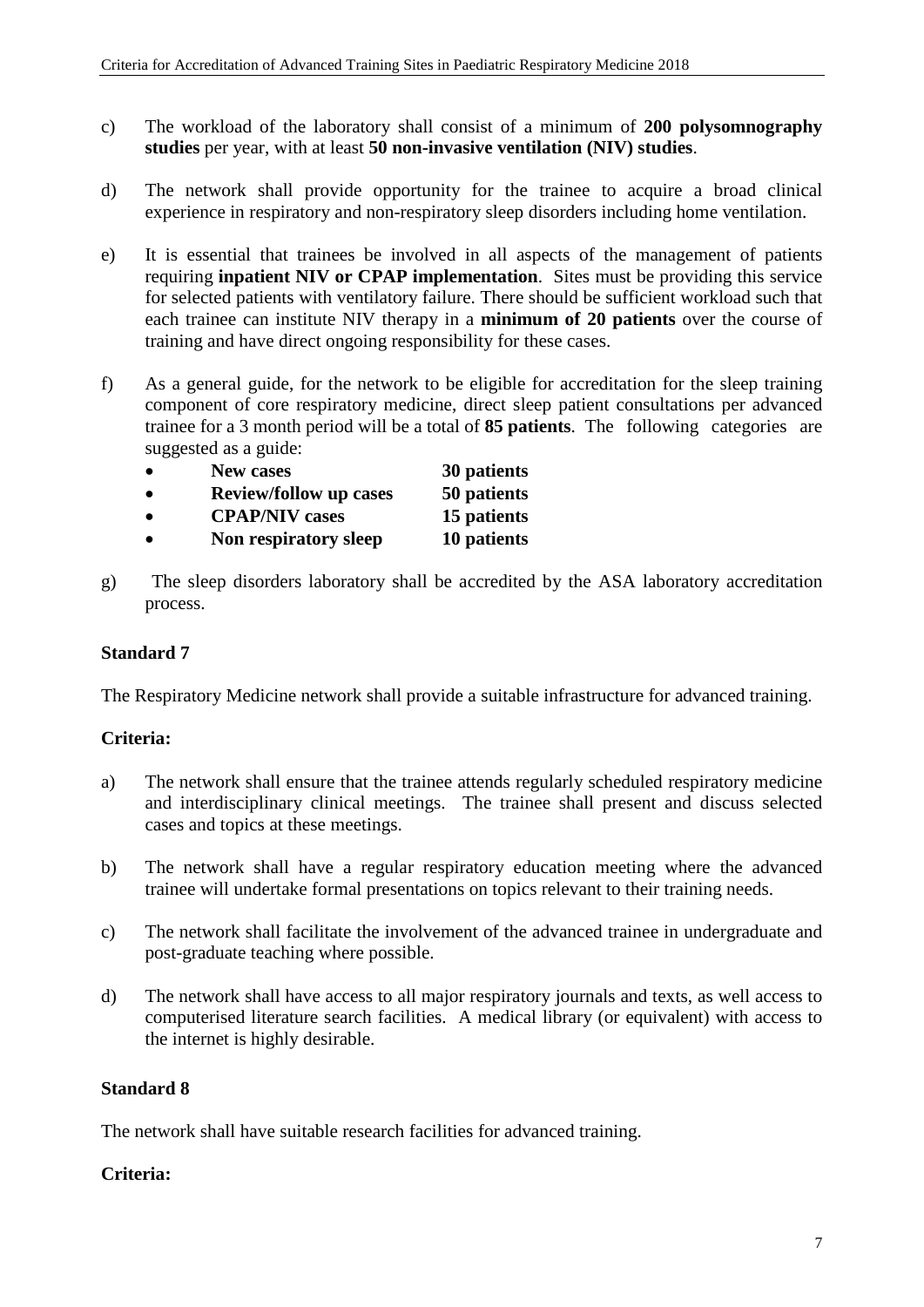c) The workload of the laboratory shall consist of a minimum of **200 polysomnography studies** per year, with at least **50 non-invasive ventilation (NIV) studies**.

d) The network shall provide opportunity for the trainee to acquire a broad clinical experience in respiratory and non-respiratory sleep disorders including home ventilation.

e) It is essential that trainees be involved in all aspects of the management of patients requiring **inpatient NIV or CPAP implementation**. Sites must be providing this service for selected patients with ventilatory failure. There should be sufficient workload such that each trainee can institute NIV therapy in a **minimum of 20 patients** over the course of training and have direct ongoing responsibility for these cases.

f) As a general guide, for the network to be eligible for accreditation for the sleep training component of core respiratory medicine, direct sleep patient consultations per advanced trainee for a 3 month period will be a total of **85 patients**. The following categories are suggested as a guide:

- **New cases** **30 patients**
- **Review/follow up cases** **50 patients**
- **CPAP/NIV cases** **15 patients**
- **Non respiratory sleep** **10 patients**

g) The sleep disorders laboratory shall be accredited by the ASA laboratory accreditation process.

### Standard 7

The Respiratory Medicine network shall provide a suitable infrastructure for advanced training.

#### Criteria:

a) The network shall ensure that the trainee attends regularly scheduled respiratory medicine and interdisciplinary clinical meetings. The trainee shall present and discuss selected cases and topics at these meetings.

b) The network shall have a regular respiratory education meeting where the advanced trainee will undertake formal presentations on topics relevant to their training needs.

c) The network shall facilitate the involvement of the advanced trainee in undergraduate and post-graduate teaching where possible.

d) The network shall have access to all major respiratory journals and texts, as well access to computerised literature search facilities. A medical library (or equivalent) with access to the internet is highly desirable.

### Standard 8

The network shall have suitable research facilities for advanced training.

#### Criteria: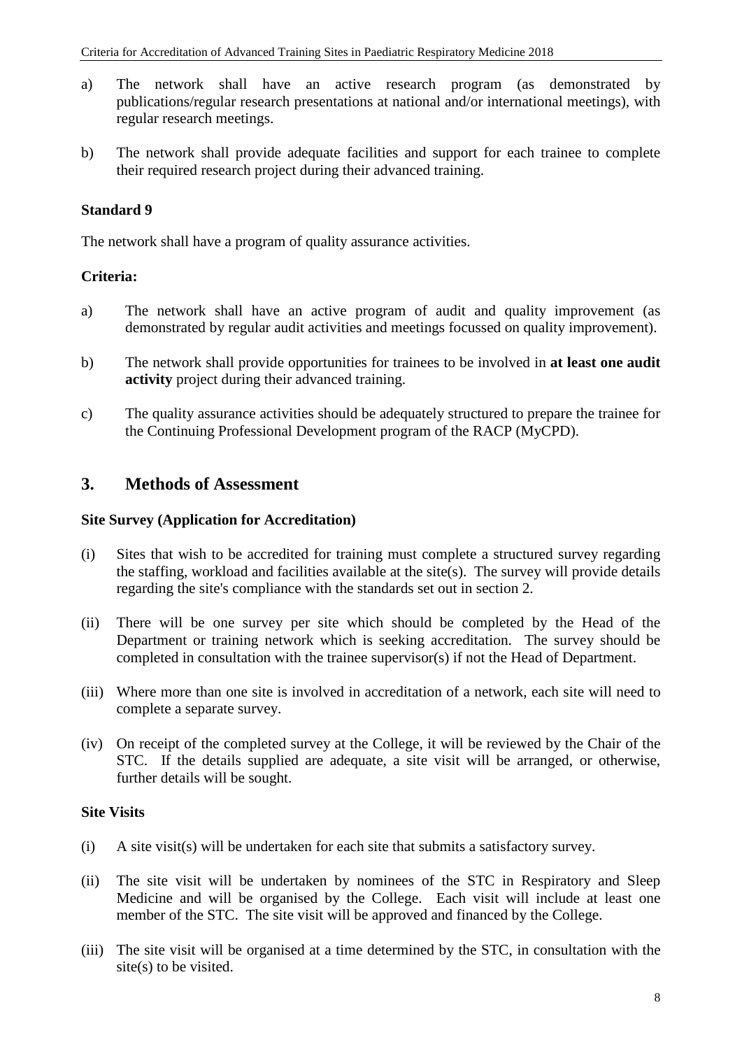a) The network shall have an active research program (as demonstrated by publications/regular research presentations at national and/or international meetings), with regular research meetings.

b) The network shall provide adequate facilities and support for each trainee to complete their required research project during their advanced training.

**Standard 9**

The network shall have a program of quality assurance activities.

**Criteria:**

a) The network shall have an active program of audit and quality improvement (as demonstrated by regular audit activities and meetings focussed on quality improvement).

b) The network shall provide opportunities for trainees to be involved in **at least one audit activity** project during their advanced training.

c) The quality assurance activities should be adequately structured to prepare the trainee for the Continuing Professional Development program of the RACP (MyCPD).

## 3. Methods of Assessment

**Site Survey (Application for Accreditation)**

(i) Sites that wish to be accredited for training must complete a structured survey regarding the staffing, workload and facilities available at the site(s). The survey will provide details regarding the site's compliance with the standards set out in section 2.

(ii) There will be one survey per site which should be completed by the Head of the Department or training network which is seeking accreditation. The survey should be completed in consultation with the trainee supervisor(s) if not the Head of Department.

(iii) Where more than one site is involved in accreditation of a network, each site will need to complete a separate survey.

(iv) On receipt of the completed survey at the College, it will be reviewed by the Chair of the STC. If the details supplied are adequate, a site visit will be arranged, or otherwise, further details will be sought.

**Site Visits**

(i) A site visit(s) will be undertaken for each site that submits a satisfactory survey.

(ii) The site visit will be undertaken by nominees of the STC in Respiratory and Sleep Medicine and will be organised by the College. Each visit will include at least one member of the STC. The site visit will be approved and financed by the College.

(iii) The site visit will be organised at a time determined by the STC, in consultation with the site(s) to be visited.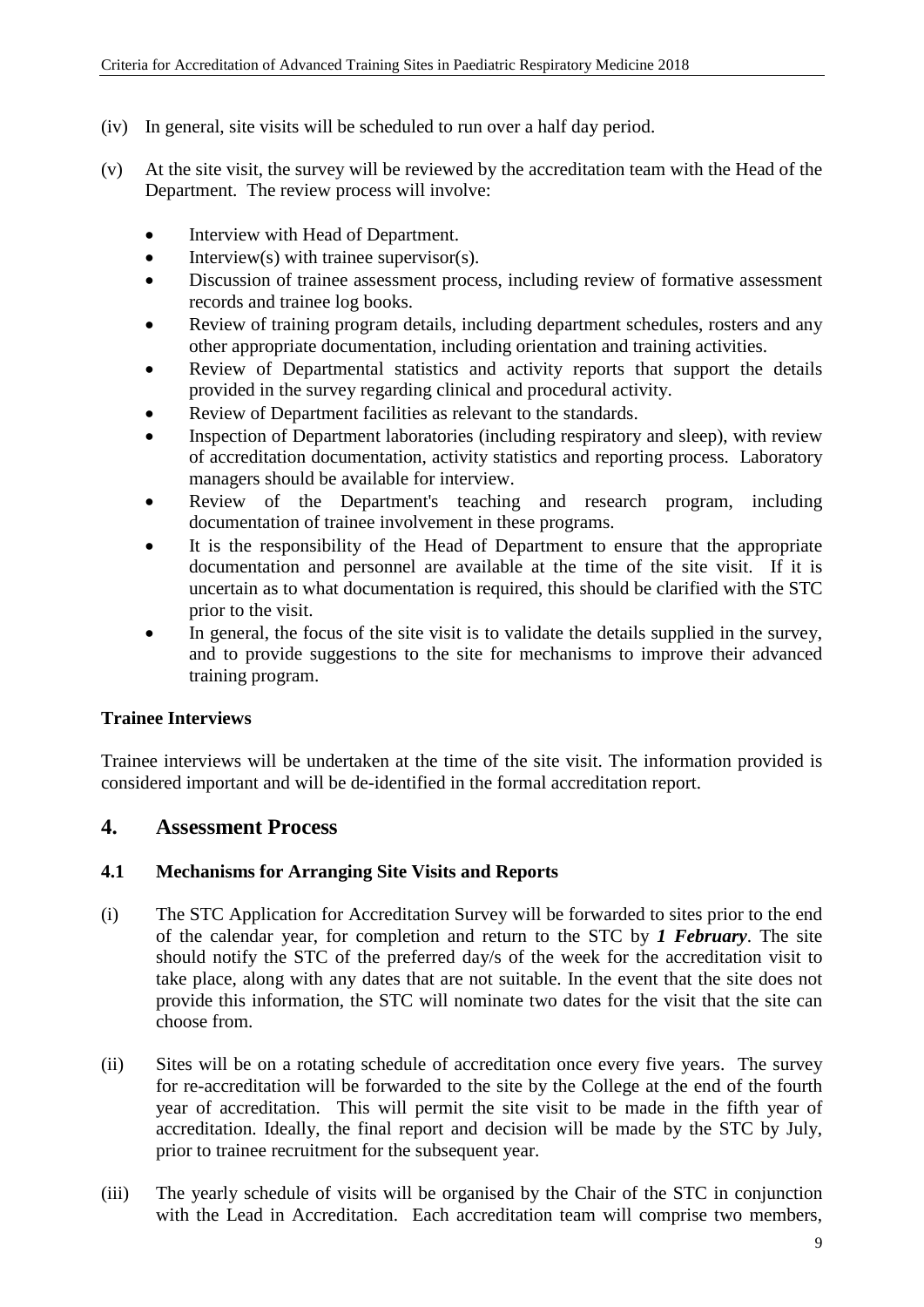(iv) In general, site visits will be scheduled to run over a half day period.

(v) At the site visit, the survey will be reviewed by the accreditation team with the Head of the Department. The review process will involve:

- Interview with Head of Department.
- Interview(s) with trainee supervisor(s).
- Discussion of trainee assessment process, including review of formative assessment records and trainee log books.
- Review of training program details, including department schedules, rosters and any other appropriate documentation, including orientation and training activities.
- Review of Departmental statistics and activity reports that support the details provided in the survey regarding clinical and procedural activity.
- Review of Department facilities as relevant to the standards.
- Inspection of Department laboratories (including respiratory and sleep), with review of accreditation documentation, activity statistics and reporting process. Laboratory managers should be available for interview.
- Review of the Department's teaching and research program, including documentation of trainee involvement in these programs.
- It is the responsibility of the Head of Department to ensure that the appropriate documentation and personnel are available at the time of the site visit. If it is uncertain as to what documentation is required, this should be clarified with the STC prior to the visit.
- In general, the focus of the site visit is to validate the details supplied in the survey, and to provide suggestions to the site for mechanisms to improve their advanced training program.

**Trainee Interviews**

Trainee interviews will be undertaken at the time of the site visit. The information provided is considered important and will be de-identified in the formal accreditation report.

## 4. Assessment Process

### 4.1 Mechanisms for Arranging Site Visits and Reports

(i) The STC Application for Accreditation Survey will be forwarded to sites prior to the end of the calendar year, for completion and return to the STC by ***1 February***. The site should notify the STC of the preferred day/s of the week for the accreditation visit to take place, along with any dates that are not suitable. In the event that the site does not provide this information, the STC will nominate two dates for the visit that the site can choose from.

(ii) Sites will be on a rotating schedule of accreditation once every five years. The survey for re-accreditation will be forwarded to the site by the College at the end of the fourth year of accreditation. This will permit the site visit to be made in the fifth year of accreditation. Ideally, the final report and decision will be made by the STC by July, prior to trainee recruitment for the subsequent year.

(iii) The yearly schedule of visits will be organised by the Chair of the STC in conjunction with the Lead in Accreditation. Each accreditation team will comprise two members,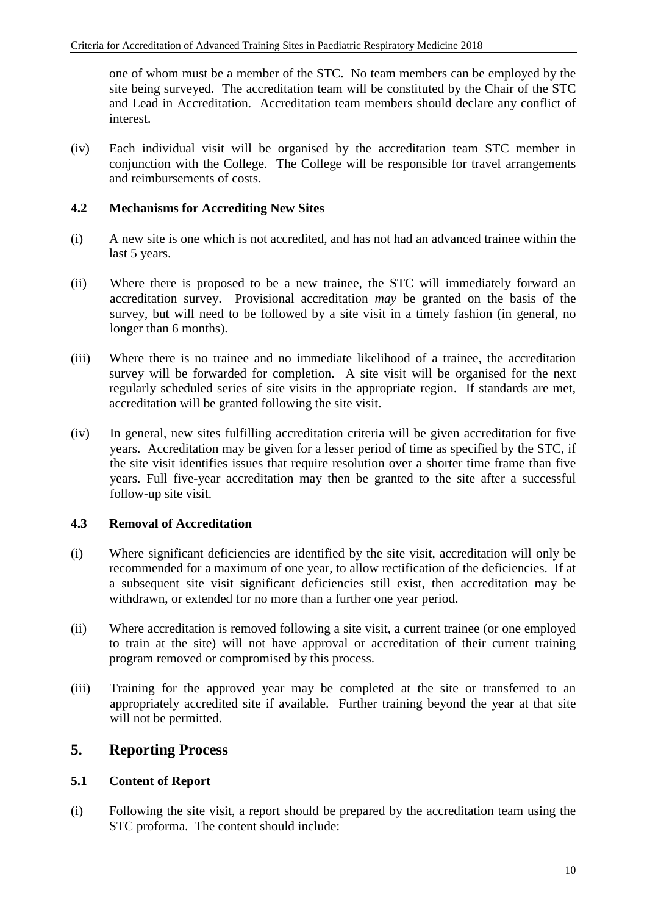one of whom must be a member of the STC. No team members can be employed by the site being surveyed. The accreditation team will be constituted by the Chair of the STC and Lead in Accreditation. Accreditation team members should declare any conflict of interest.

(iv) Each individual visit will be organised by the accreditation team STC member in conjunction with the College. The College will be responsible for travel arrangements and reimbursements of costs.

### 4.2 Mechanisms for Accrediting New Sites

(i) A new site is one which is not accredited, and has not had an advanced trainee within the last 5 years.

(ii) Where there is proposed to be a new trainee, the STC will immediately forward an accreditation survey. Provisional accreditation *may* be granted on the basis of the survey, but will need to be followed by a site visit in a timely fashion (in general, no longer than 6 months).

(iii) Where there is no trainee and no immediate likelihood of a trainee, the accreditation survey will be forwarded for completion. A site visit will be organised for the next regularly scheduled series of site visits in the appropriate region. If standards are met, accreditation will be granted following the site visit.

(iv) In general, new sites fulfilling accreditation criteria will be given accreditation for five years. Accreditation may be given for a lesser period of time as specified by the STC, if the site visit identifies issues that require resolution over a shorter time frame than five years. Full five-year accreditation may then be granted to the site after a successful follow-up site visit.

### 4.3 Removal of Accreditation

(i) Where significant deficiencies are identified by the site visit, accreditation will only be recommended for a maximum of one year, to allow rectification of the deficiencies. If at a subsequent site visit significant deficiencies still exist, then accreditation may be withdrawn, or extended for no more than a further one year period.

(ii) Where accreditation is removed following a site visit, a current trainee (or one employed to train at the site) will not have approval or accreditation of their current training program removed or compromised by this process.

(iii) Training for the approved year may be completed at the site or transferred to an appropriately accredited site if available. Further training beyond the year at that site will not be permitted.

## 5. Reporting Process

### 5.1 Content of Report

(i) Following the site visit, a report should be prepared by the accreditation team using the STC proforma. The content should include: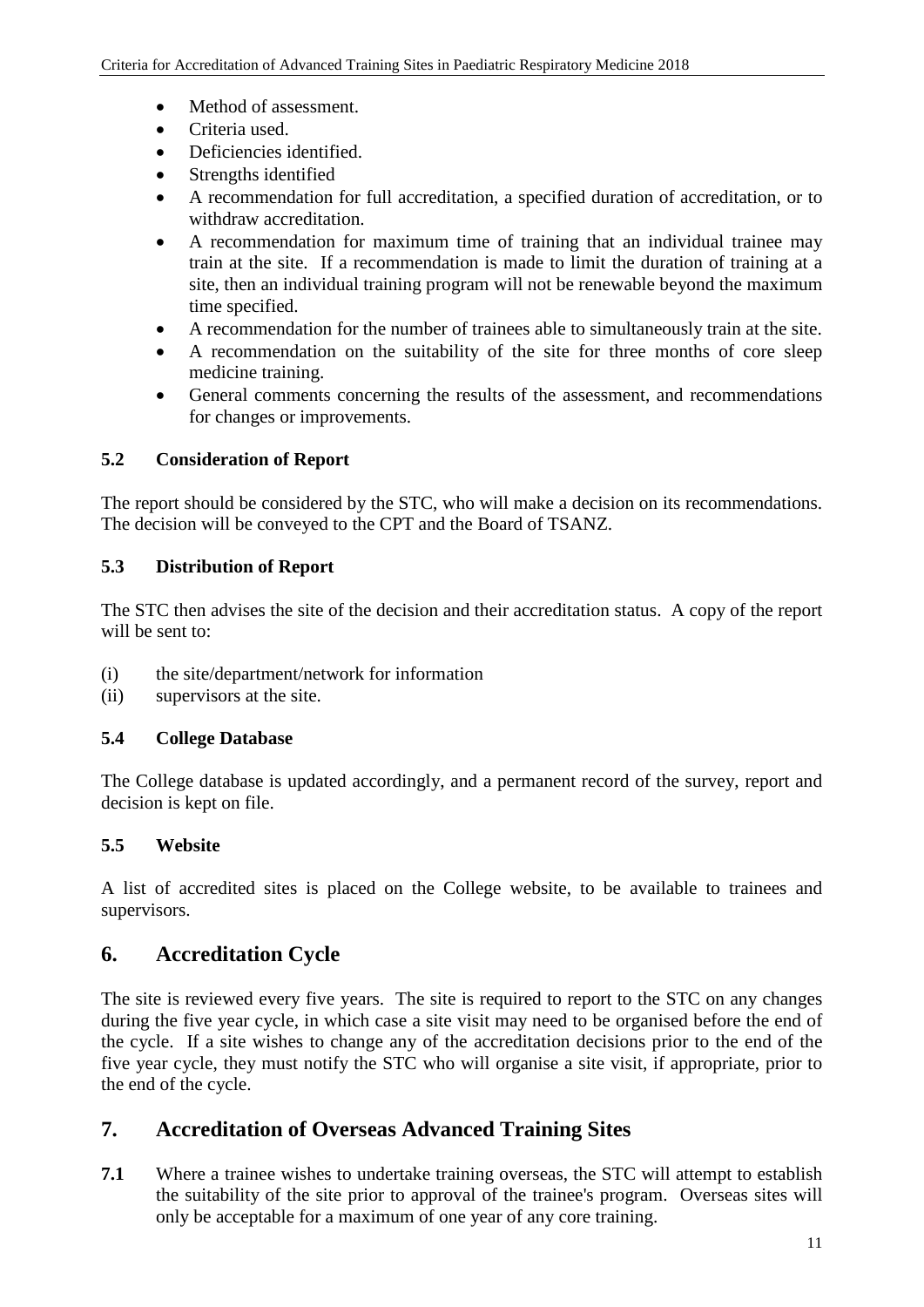- Method of assessment.
- Criteria used.
- Deficiencies identified.
- Strengths identified
- A recommendation for full accreditation, a specified duration of accreditation, or to withdraw accreditation.
- A recommendation for maximum time of training that an individual trainee may train at the site. If a recommendation is made to limit the duration of training at a site, then an individual training program will not be renewable beyond the maximum time specified.
- A recommendation for the number of trainees able to simultaneously train at the site.
- A recommendation on the suitability of the site for three months of core sleep medicine training.
- General comments concerning the results of the assessment, and recommendations for changes or improvements.

### 5.2 Consideration of Report

The report should be considered by the STC, who will make a decision on its recommendations. The decision will be conveyed to the CPT and the Board of TSANZ.

### 5.3 Distribution of Report

The STC then advises the site of the decision and their accreditation status. A copy of the report will be sent to:

(i) the site/department/network for information
(ii) supervisors at the site.

### 5.4 College Database

The College database is updated accordingly, and a permanent record of the survey, report and decision is kept on file.

### 5.5 Website

A list of accredited sites is placed on the College website, to be available to trainees and supervisors.

## 6. Accreditation Cycle

The site is reviewed every five years. The site is required to report to the STC on any changes during the five year cycle, in which case a site visit may need to be organised before the end of the cycle. If a site wishes to change any of the accreditation decisions prior to the end of the five year cycle, they must notify the STC who will organise a site visit, if appropriate, prior to the end of the cycle.

## 7. Accreditation of Overseas Advanced Training Sites

**7.1** Where a trainee wishes to undertake training overseas, the STC will attempt to establish the suitability of the site prior to approval of the trainee's program. Overseas sites will only be acceptable for a maximum of one year of any core training.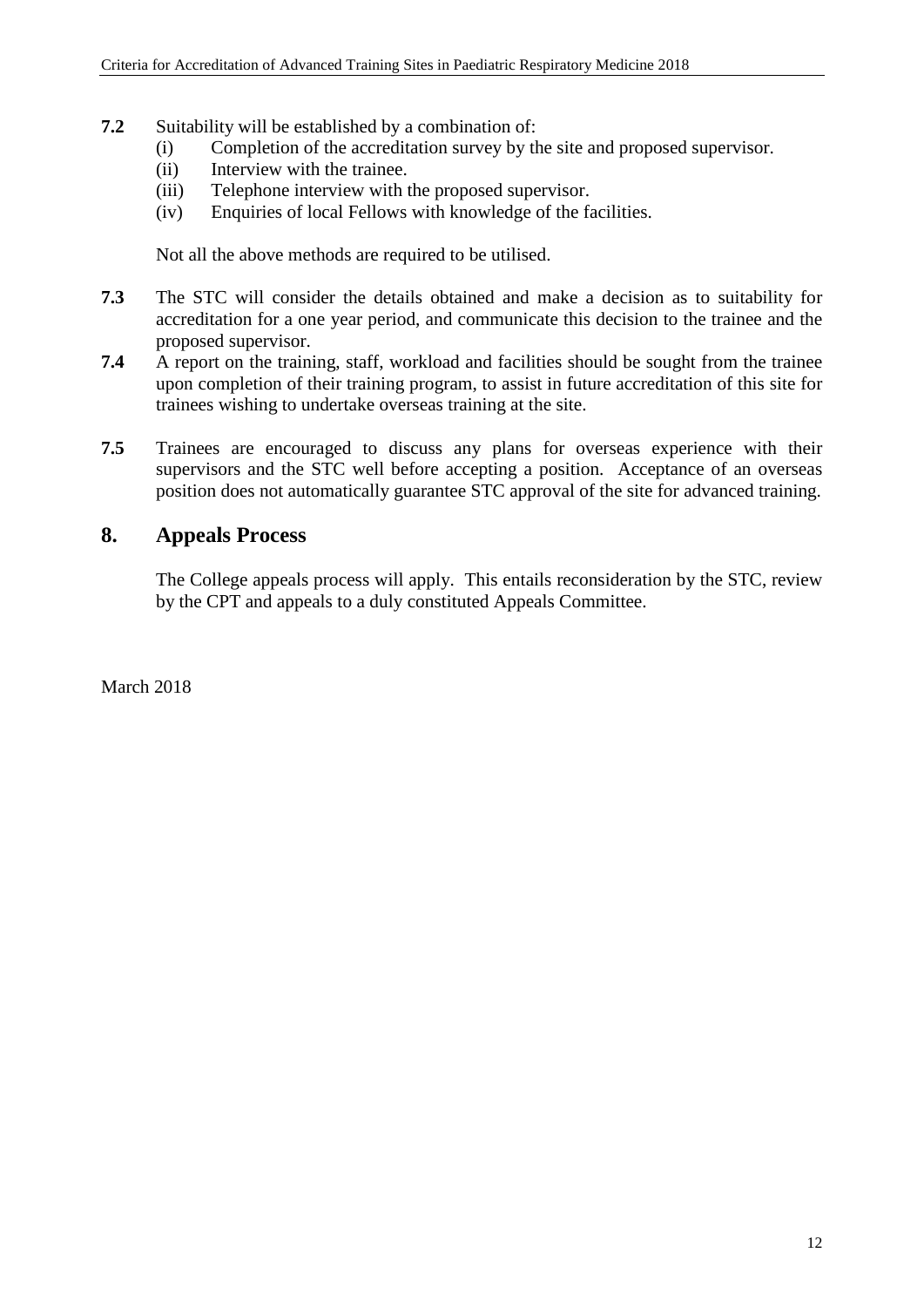**7.2** Suitability will be established by a combination of:

(i) Completion of the accreditation survey by the site and proposed supervisor.
(ii) Interview with the trainee.
(iii) Telephone interview with the proposed supervisor.
(iv) Enquiries of local Fellows with knowledge of the facilities.

Not all the above methods are required to be utilised.

**7.3** The STC will consider the details obtained and make a decision as to suitability for accreditation for a one year period, and communicate this decision to the trainee and the proposed supervisor.

**7.4** A report on the training, staff, workload and facilities should be sought from the trainee upon completion of their training program, to assist in future accreditation of this site for trainees wishing to undertake overseas training at the site.

**7.5** Trainees are encouraged to discuss any plans for overseas experience with their supervisors and the STC well before accepting a position. Acceptance of an overseas position does not automatically guarantee STC approval of the site for advanced training.

## 8. Appeals Process

The College appeals process will apply. This entails reconsideration by the STC, review by the CPT and appeals to a duly constituted Appeals Committee.

March 2018